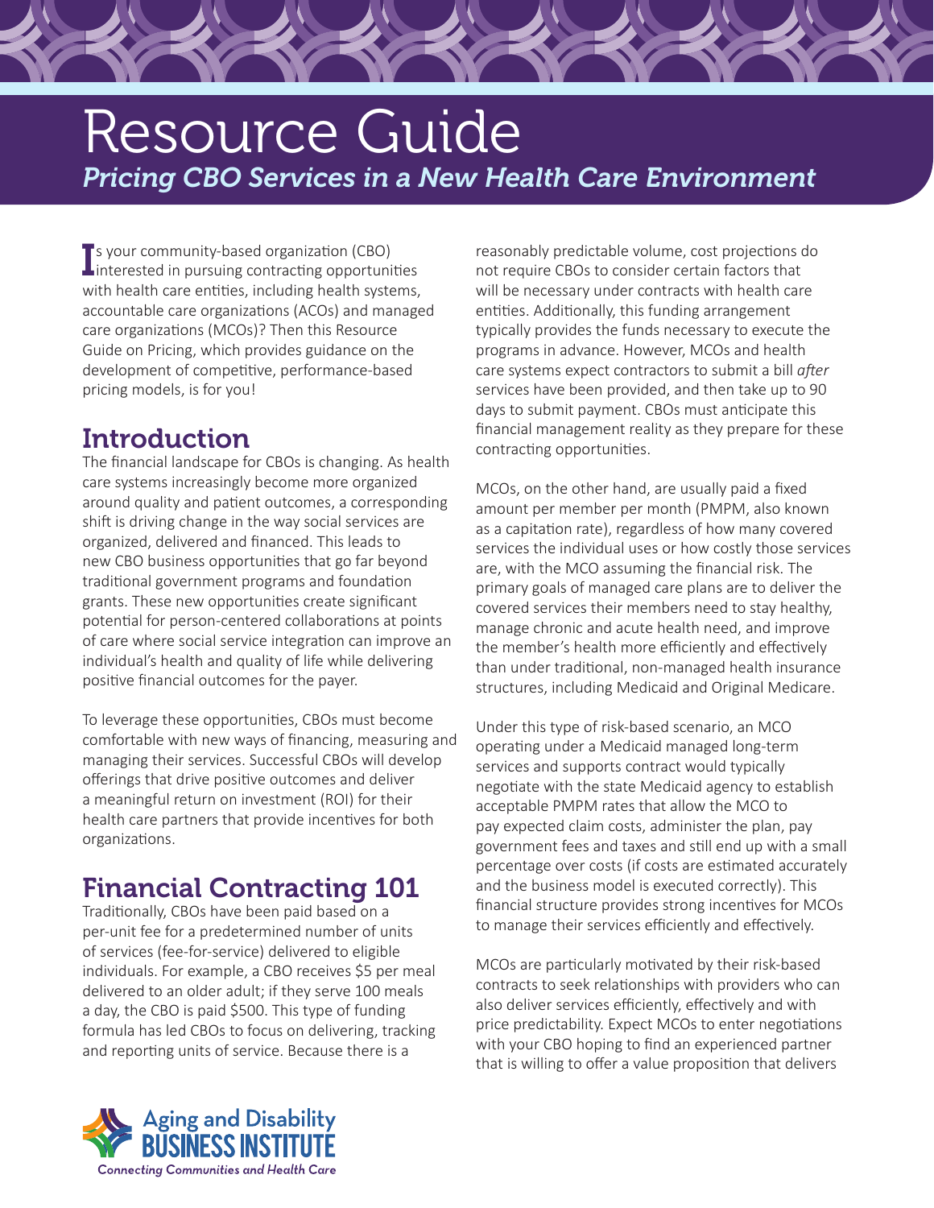# Resource Guide

*Pricing CBO Services in a New Health Care Environment*

Is your community-based organization (CBO) interested in pursuing contracting opportunities with health care entities, including health systems, accountable care organizations (ACOs) and managed care organizations (MCOs)? Then this Resource Guide on Pricing, which provides guidance on the development of competitive, performance-based pricing models, is for you!

## Introduction

The financial landscape for CBOs is changing. As health care systems increasingly become more organized around quality and patient outcomes, a corresponding shift is driving change in the way social services are organized, delivered and financed. This leads to new CBO business opportunities that go far beyond traditional government programs and foundation grants. These new opportunities create significant potential for person-centered collaborations at points of care where social service integration can improve an individual's health and quality of life while delivering positive financial outcomes for the payer.

To leverage these opportunities, CBOs must become comfortable with new ways of financing, measuring and managing their services. Successful CBOs will develop offerings that drive positive outcomes and deliver a meaningful return on investment (ROI) for their health care partners that provide incentives for both organizations.

## Financial Contracting 101

Traditionally, CBOs have been paid based on a per-unit fee for a predetermined number of units of services (fee-for-service) delivered to eligible individuals. For example, a CBO receives $5 per meal delivered to an older adult; if they serve 100 meals a day, the CBO is paid $500. This type of funding formula has led CBOs to focus on delivering, tracking and reporting units of service. Because there is a reasonably predictable volume, cost projections do not require CBOs to consider certain factors that will be necessary under contracts with health care entities. Additionally, this funding arrangement typically provides the funds necessary to execute the programs in advance. However, MCOs and health care systems expect contractors to submit a bill *after* services have been provided, and then take up to 90 days to submit payment. CBOs must anticipate this financial management reality as they prepare for these contracting opportunities.

MCOs, on the other hand, are usually paid a fixed amount per member per month (PMPM, also known as a capitation rate), regardless of how many covered services the individual uses or how costly those services are, with the MCO assuming the financial risk. The primary goals of managed care plans are to deliver the covered services their members need to stay healthy, manage chronic and acute health need, and improve the member's health more efficiently and effectively than under traditional, non-managed health insurance structures, including Medicaid and Original Medicare.

Under this type of risk-based scenario, an MCO operating under a Medicaid managed long-term services and supports contract would typically negotiate with the state Medicaid agency to establish acceptable PMPM rates that allow the MCO to pay expected claim costs, administer the plan, pay government fees and taxes and still end up with a small percentage over costs (if costs are estimated accurately and the business model is executed correctly). This financial structure provides strong incentives for MCOs to manage their services efficiently and effectively.

MCOs are particularly motivated by their risk-based contracts to seek relationships with providers who can also deliver services efficiently, effectively and with price predictability. Expect MCOs to enter negotiations with your CBO hoping to find an experienced partner that is willing to offer a value proposition that delivers

Aging and Disability BUSINESS INSTITUTE
Connecting Communities and Health Care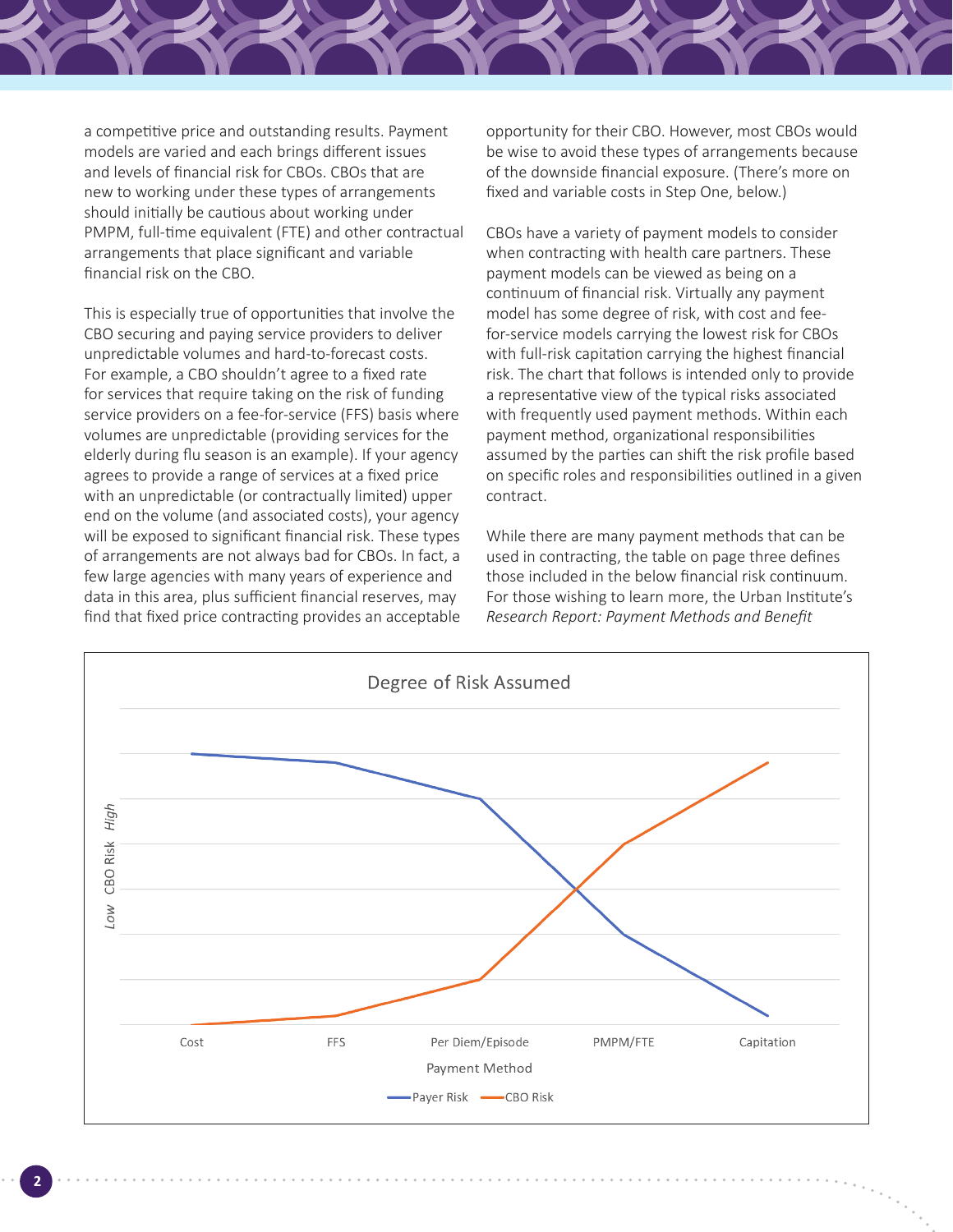a competitive price and outstanding results. Payment models are varied and each brings different issues and levels of financial risk for CBOs. CBOs that are new to working under these types of arrangements should initially be cautious about working under PMPM, full-time equivalent (FTE) and other contractual arrangements that place significant and variable financial risk on the CBO.

This is especially true of opportunities that involve the CBO securing and paying service providers to deliver unpredictable volumes and hard-to-forecast costs. For example, a CBO shouldn't agree to a fixed rate for services that require taking on the risk of funding service providers on a fee-for-service (FFS) basis where volumes are unpredictable (providing services for the elderly during flu season is an example). If your agency agrees to provide a range of services at a fixed price with an unpredictable (or contractually limited) upper end on the volume (and associated costs), your agency will be exposed to significant financial risk. These types of arrangements are not always bad for CBOs. In fact, a few large agencies with many years of experience and data in this area, plus sufficient financial reserves, may find that fixed price contracting provides an acceptable opportunity for their CBO. However, most CBOs would be wise to avoid these types of arrangements because of the downside financial exposure. (There's more on fixed and variable costs in Step One, below.)

CBOs have a variety of payment models to consider when contracting with health care partners. These payment models can be viewed as being on a continuum of financial risk. Virtually any payment model has some degree of risk, with cost and fee-for-service models carrying the lowest risk for CBOs with full-risk capitation carrying the highest financial risk. The chart that follows is intended only to provide a representative view of the typical risks associated with frequently used payment methods. Within each payment method, organizational responsibilities assumed by the parties can shift the risk profile based on specific roles and responsibilities outlined in a given contract.

While there are many payment methods that can be used in contracting, the table on page three defines those included in the below financial risk continuum. For those wishing to learn more, the Urban Institute's *Research Report: Payment Methods and Benefit*

Degree of Risk Assumed

*Low* CBO Risk *High*

Cost | FFS | Per Diem/Episode | PMPM/FTE | Capitation

Payment Method

Payer Risk | CBO Risk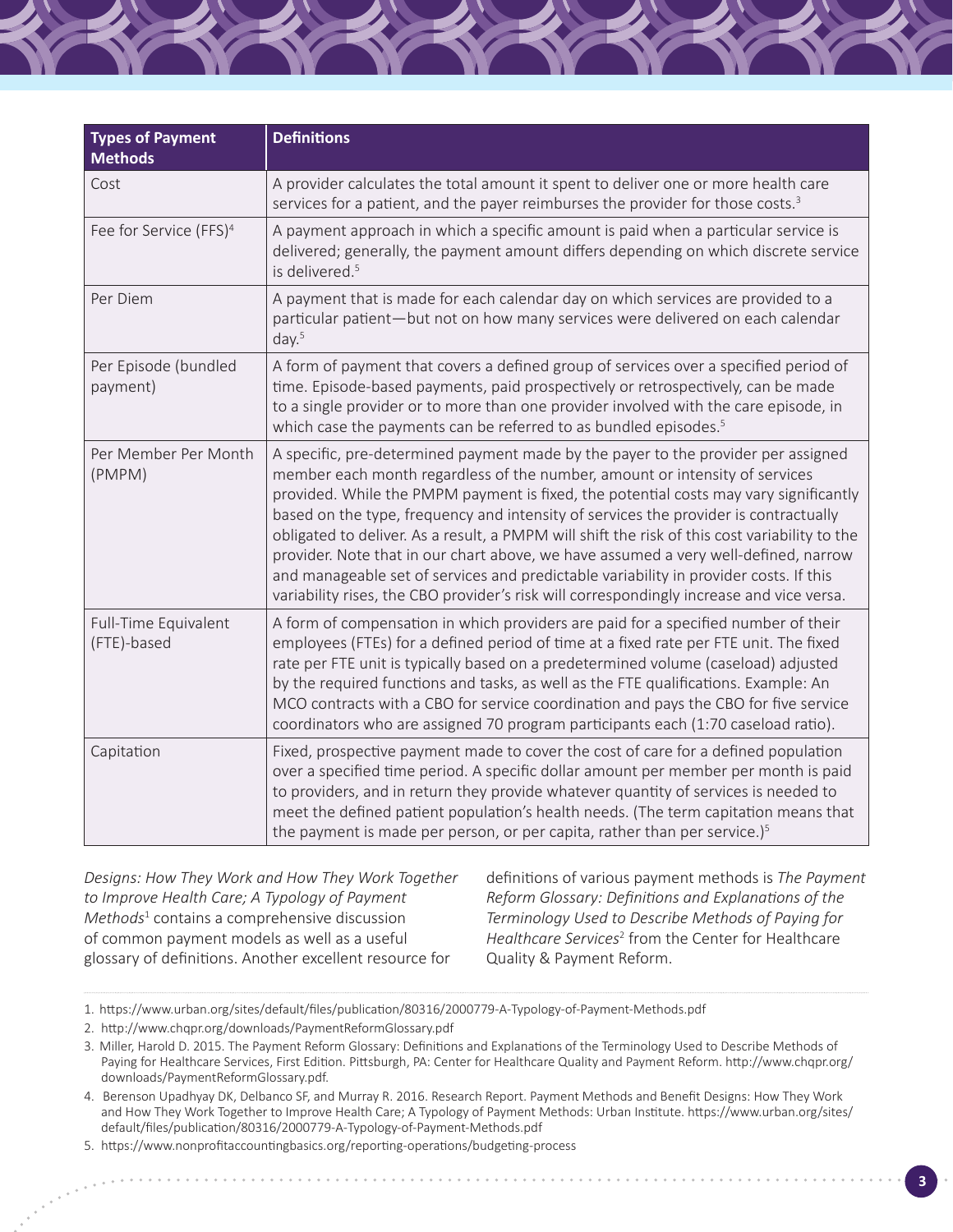| Types of Payment Methods | Definitions |
| --- | --- |
| Cost | A provider calculates the total amount it spent to deliver one or more health care services for a patient, and the payer reimburses the provider for those costs.[3] |
| Fee for Service (FFS)[4] | A payment approach in which a specific amount is paid when a particular service is delivered; generally, the payment amount differs depending on which discrete service is delivered.[5] |
| Per Diem | A payment that is made for each calendar day on which services are provided to a particular patient—but not on how many services were delivered on each calendar day.[5] |
| Per Episode (bundled payment) | A form of payment that covers a defined group of services over a specified period of time. Episode-based payments, paid prospectively or retrospectively, can be made to a single provider or to more than one provider involved with the care episode, in which case the payments can be referred to as bundled episodes.[5] |
| Per Member Per Month (PMPM) | A specific, pre-determined payment made by the payer to the provider per assigned member each month regardless of the number, amount or intensity of services provided. While the PMPM payment is fixed, the potential costs may vary significantly based on the type, frequency and intensity of services the provider is contractually obligated to deliver. As a result, a PMPM will shift the risk of this cost variability to the provider. Note that in our chart above, we have assumed a very well-defined, narrow and manageable set of services and predictable variability in provider costs. If this variability rises, the CBO provider's risk will correspondingly increase and vice versa. |
| Full-Time Equivalent (FTE)-based | A form of compensation in which providers are paid for a specified number of their employees (FTEs) for a defined period of time at a fixed rate per FTE unit. The fixed rate per FTE unit is typically based on a predetermined volume (caseload) adjusted by the required functions and tasks, as well as the FTE qualifications. Example: An MCO contracts with a CBO for service coordination and pays the CBO for five service coordinators who are assigned 70 program participants each (1:70 caseload ratio). |
| Capitation | Fixed, prospective payment made to cover the cost of care for a defined population over a specified time period. A specific dollar amount per member per month is paid to providers, and in return they provide whatever quantity of services is needed to meet the defined patient population's health needs. (The term capitation means that the payment is made per person, or per capita, rather than per service.)[5] |

*Designs: How They Work and How They Work Together to Improve Health Care; A Typology of Payment Methods*[1] contains a comprehensive discussion of common payment models as well as a useful glossary of definitions. Another excellent resource for definitions of various payment methods is *The Payment Reform Glossary: Definitions and Explanations of the Terminology Used to Describe Methods of Paying for Healthcare Services*[2] from the Center for Healthcare Quality & Payment Reform.

1. https://www.urban.org/sites/default/files/publication/80316/2000779-A-Typology-of-Payment-Methods.pdf
2. http://www.chqpr.org/downloads/PaymentReformGlossary.pdf
3. Miller, Harold D. 2015. The Payment Reform Glossary: Definitions and Explanations of the Terminology Used to Describe Methods of Paying for Healthcare Services, First Edition. Pittsburgh, PA: Center for Healthcare Quality and Payment Reform. http://www.chqpr.org/downloads/PaymentReformGlossary.pdf.
4. Berenson Upadhyay DK, Delbanco SF, and Murray R. 2016. Research Report. Payment Methods and Benefit Designs: How They Work and How They Work Together to Improve Health Care; A Typology of Payment Methods: Urban Institute. https://www.urban.org/sites/default/files/publication/80316/2000779-A-Typology-of-Payment-Methods.pdf
5. https://www.nonprofitaccountingbasics.org/reporting-operations/budgeting-process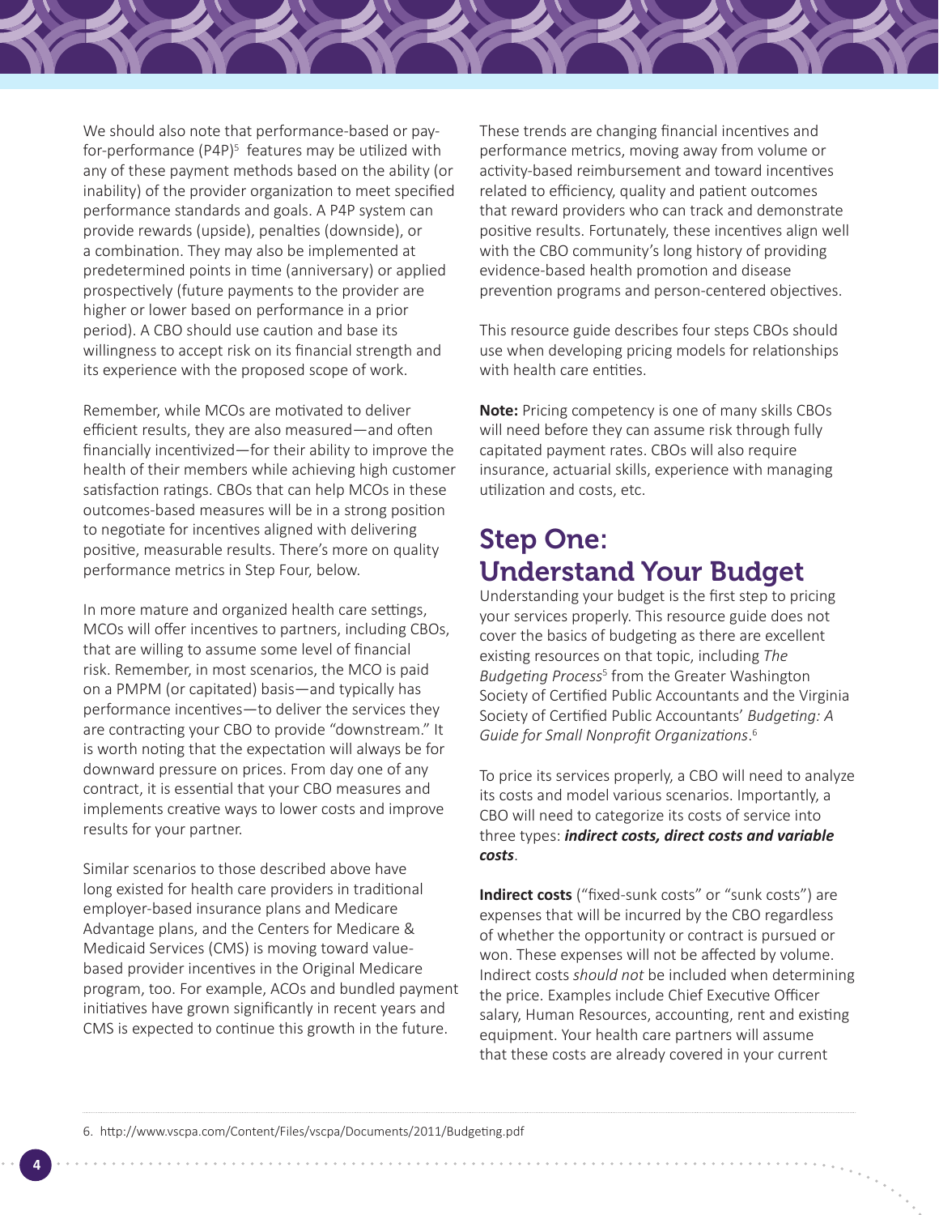We should also note that performance-based or pay-for-performance (P4P)[5] features may be utilized with any of these payment methods based on the ability (or inability) of the provider organization to meet specified performance standards and goals. A P4P system can provide rewards (upside), penalties (downside), or a combination. They may also be implemented at predetermined points in time (anniversary) or applied prospectively (future payments to the provider are higher or lower based on performance in a prior period). A CBO should use caution and base its willingness to accept risk on its financial strength and its experience with the proposed scope of work.

Remember, while MCOs are motivated to deliver efficient results, they are also measured—and often financially incentivized—for their ability to improve the health of their members while achieving high customer satisfaction ratings. CBOs that can help MCOs in these outcomes-based measures will be in a strong position to negotiate for incentives aligned with delivering positive, measurable results. There's more on quality performance metrics in Step Four, below.

In more mature and organized health care settings, MCOs will offer incentives to partners, including CBOs, that are willing to assume some level of financial risk. Remember, in most scenarios, the MCO is paid on a PMPM (or capitated) basis—and typically has performance incentives—to deliver the services they are contracting your CBO to provide "downstream." It is worth noting that the expectation will always be for downward pressure on prices. From day one of any contract, it is essential that your CBO measures and implements creative ways to lower costs and improve results for your partner.

Similar scenarios to those described above have long existed for health care providers in traditional employer-based insurance plans and Medicare Advantage plans, and the Centers for Medicare & Medicaid Services (CMS) is moving toward value-based provider incentives in the Original Medicare program, too. For example, ACOs and bundled payment initiatives have grown significantly in recent years and CMS is expected to continue this growth in the future.

These trends are changing financial incentives and performance metrics, moving away from volume or activity-based reimbursement and toward incentives related to efficiency, quality and patient outcomes that reward providers who can track and demonstrate positive results. Fortunately, these incentives align well with the CBO community's long history of providing evidence-based health promotion and disease prevention programs and person-centered objectives.

This resource guide describes four steps CBOs should use when developing pricing models for relationships with health care entities.

**Note:** Pricing competency is one of many skills CBOs will need before they can assume risk through fully capitated payment rates. CBOs will also require insurance, actuarial skills, experience with managing utilization and costs, etc.

## Step One: Understand Your Budget

Understanding your budget is the first step to pricing your services properly. This resource guide does not cover the basics of budgeting as there are excellent existing resources on that topic, including *The Budgeting Process*[5] from the Greater Washington Society of Certified Public Accountants and the Virginia Society of Certified Public Accountants' *Budgeting: A Guide for Small Nonprofit Organizations*.[6]

To price its services properly, a CBO will need to analyze its costs and model various scenarios. Importantly, a CBO will need to categorize its costs of service into three types: ***indirect costs, direct costs and variable costs***.

**Indirect costs** ("fixed-sunk costs" or "sunk costs") are expenses that will be incurred by the CBO regardless of whether the opportunity or contract is pursued or won. These expenses will not be affected by volume. Indirect costs *should not* be included when determining the price. Examples include Chief Executive Officer salary, Human Resources, accounting, rent and existing equipment. Your health care partners will assume that these costs are already covered in your current

6. http://www.vscpa.com/Content/Files/vscpa/Documents/2011/Budgeting.pdf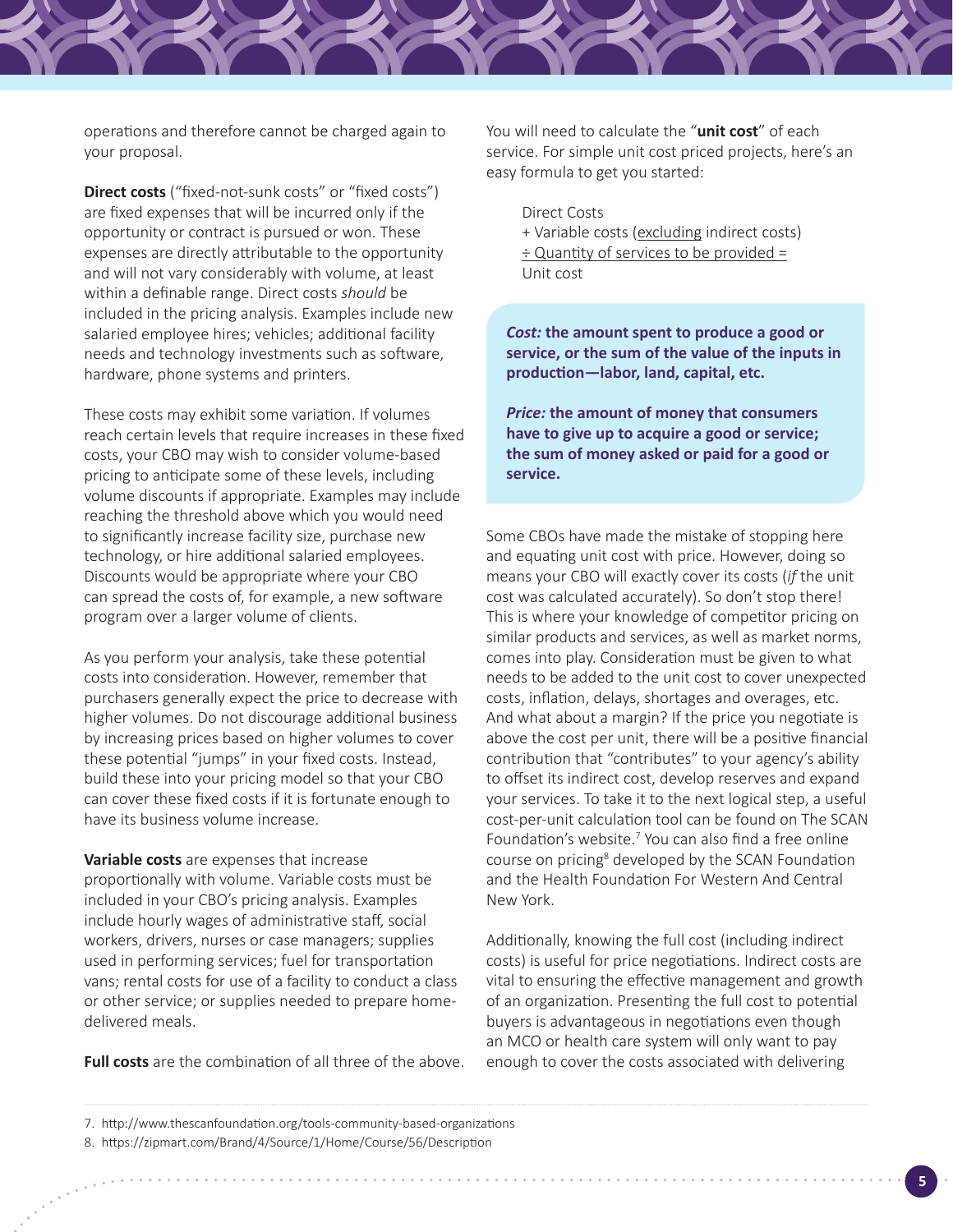operations and therefore cannot be charged again to your proposal.

**Direct costs** ("fixed-not-sunk costs" or "fixed costs") are fixed expenses that will be incurred only if the opportunity or contract is pursued or won. These expenses are directly attributable to the opportunity and will not vary considerably with volume, at least within a definable range. Direct costs *should* be included in the pricing analysis. Examples include new salaried employee hires; vehicles; additional facility needs and technology investments such as software, hardware, phone systems and printers.

These costs may exhibit some variation. If volumes reach certain levels that require increases in these fixed costs, your CBO may wish to consider volume-based pricing to anticipate some of these levels, including volume discounts if appropriate. Examples may include reaching the threshold above which you would need to significantly increase facility size, purchase new technology, or hire additional salaried employees. Discounts would be appropriate where your CBO can spread the costs of, for example, a new software program over a larger volume of clients.

As you perform your analysis, take these potential costs into consideration. However, remember that purchasers generally expect the price to decrease with higher volumes. Do not discourage additional business by increasing prices based on higher volumes to cover these potential "jumps" in your fixed costs. Instead, build these into your pricing model so that your CBO can cover these fixed costs if it is fortunate enough to have its business volume increase.

**Variable costs** are expenses that increase proportionally with volume. Variable costs must be included in your CBO's pricing analysis. Examples include hourly wages of administrative staff, social workers, drivers, nurses or case managers; supplies used in performing services; fuel for transportation vans; rental costs for use of a facility to conduct a class or other service; or supplies needed to prepare home-delivered meals.

**Full costs** are the combination of all three of the above.

You will need to calculate the "**unit cost**" of each service. For simple unit cost priced projects, here's an easy formula to get you started:

> Direct Costs
> + Variable costs (excluding indirect costs)
> ÷ Quantity of services to be provided =
> Unit cost

***Cost:* the amount spent to produce a good or service, or the sum of the value of the inputs in production—labor, land, capital, etc.**

***Price:* the amount of money that consumers have to give up to acquire a good or service; the sum of money asked or paid for a good or service.**

Some CBOs have made the mistake of stopping here and equating unit cost with price. However, doing so means your CBO will exactly cover its costs (*if* the unit cost was calculated accurately). So don't stop there! This is where your knowledge of competitor pricing on similar products and services, as well as market norms, comes into play. Consideration must be given to what needs to be added to the unit cost to cover unexpected costs, inflation, delays, shortages and overages, etc. And what about a margin? If the price you negotiate is above the cost per unit, there will be a positive financial contribution that "contributes" to your agency's ability to offset its indirect cost, develop reserves and expand your services. To take it to the next logical step, a useful cost-per-unit calculation tool can be found on The SCAN Foundation's website.[7] You can also find a free online course on pricing[8] developed by the SCAN Foundation and the Health Foundation For Western And Central New York.

Additionally, knowing the full cost (including indirect costs) is useful for price negotiations. Indirect costs are vital to ensuring the effective management and growth of an organization. Presenting the full cost to potential buyers is advantageous in negotiations even though an MCO or health care system will only want to pay enough to cover the costs associated with delivering

---

7. http://www.thescanfoundation.org/tools-community-based-organizations
8. https://zipmart.com/Brand/4/Source/1/Home/Course/56/Description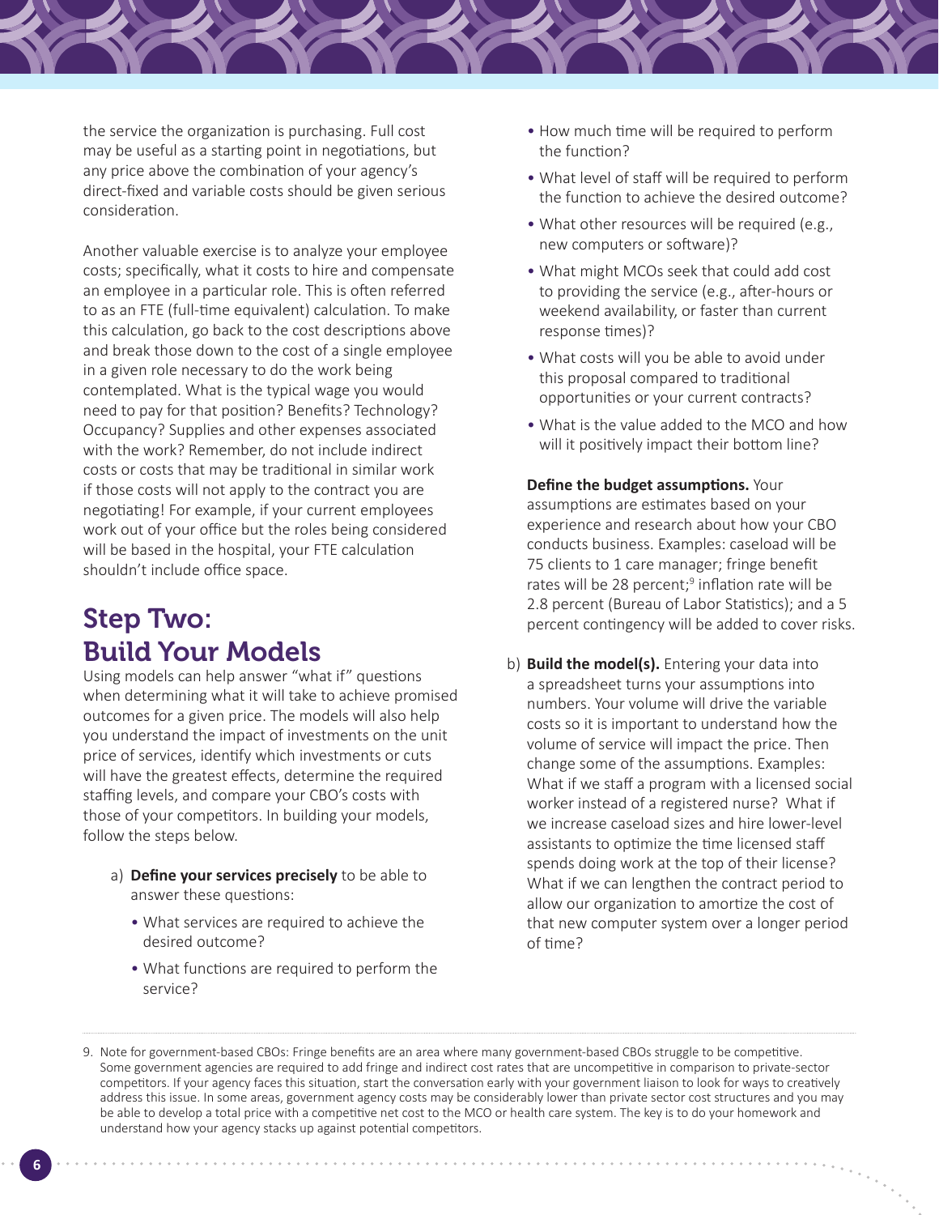the service the organization is purchasing. Full cost may be useful as a starting point in negotiations, but any price above the combination of your agency's direct-fixed and variable costs should be given serious consideration.

Another valuable exercise is to analyze your employee costs; specifically, what it costs to hire and compensate an employee in a particular role. This is often referred to as an FTE (full-time equivalent) calculation. To make this calculation, go back to the cost descriptions above and break those down to the cost of a single employee in a given role necessary to do the work being contemplated. What is the typical wage you would need to pay for that position? Benefits? Technology? Occupancy? Supplies and other expenses associated with the work? Remember, do not include indirect costs or costs that may be traditional in similar work if those costs will not apply to the contract you are negotiating! For example, if your current employees work out of your office but the roles being considered will be based in the hospital, your FTE calculation shouldn't include office space.

## Step Two: Build Your Models

Using models can help answer "what if" questions when determining what it will take to achieve promised outcomes for a given price. The models will also help you understand the impact of investments on the unit price of services, identify which investments or cuts will have the greatest effects, determine the required staffing levels, and compare your CBO's costs with those of your competitors. In building your models, follow the steps below.

a) **Define your services precisely** to be able to answer these questions:

- What services are required to achieve the desired outcome?
- What functions are required to perform the service?
- How much time will be required to perform the function?
- What level of staff will be required to perform the function to achieve the desired outcome?
- What other resources will be required (e.g., new computers or software)?
- What might MCOs seek that could add cost to providing the service (e.g., after-hours or weekend availability, or faster than current response times)?
- What costs will you be able to avoid under this proposal compared to traditional opportunities or your current contracts?
- What is the value added to the MCO and how will it positively impact their bottom line?

**Define the budget assumptions.** Your assumptions are estimates based on your experience and research about how your CBO conducts business. Examples: caseload will be 75 clients to 1 care manager; fringe benefit rates will be 28 percent;[9] inflation rate will be 2.8 percent (Bureau of Labor Statistics); and a 5 percent contingency will be added to cover risks.

b) **Build the model(s).** Entering your data into a spreadsheet turns your assumptions into numbers. Your volume will drive the variable costs so it is important to understand how the volume of service will impact the price. Then change some of the assumptions. Examples: What if we staff a program with a licensed social worker instead of a registered nurse? What if we increase caseload sizes and hire lower-level assistants to optimize the time licensed staff spends doing work at the top of their license? What if we can lengthen the contract period to allow our organization to amortize the cost of that new computer system over a longer period of time?

---

9. Note for government-based CBOs: Fringe benefits are an area where many government-based CBOs struggle to be competitive. Some government agencies are required to add fringe and indirect cost rates that are uncompetitive in comparison to private-sector competitors. If your agency faces this situation, start the conversation early with your government liaison to look for ways to creatively address this issue. In some areas, government agency costs may be considerably lower than private sector cost structures and you may be able to develop a total price with a competitive net cost to the MCO or health care system. The key is to do your homework and understand how your agency stacks up against potential competitors.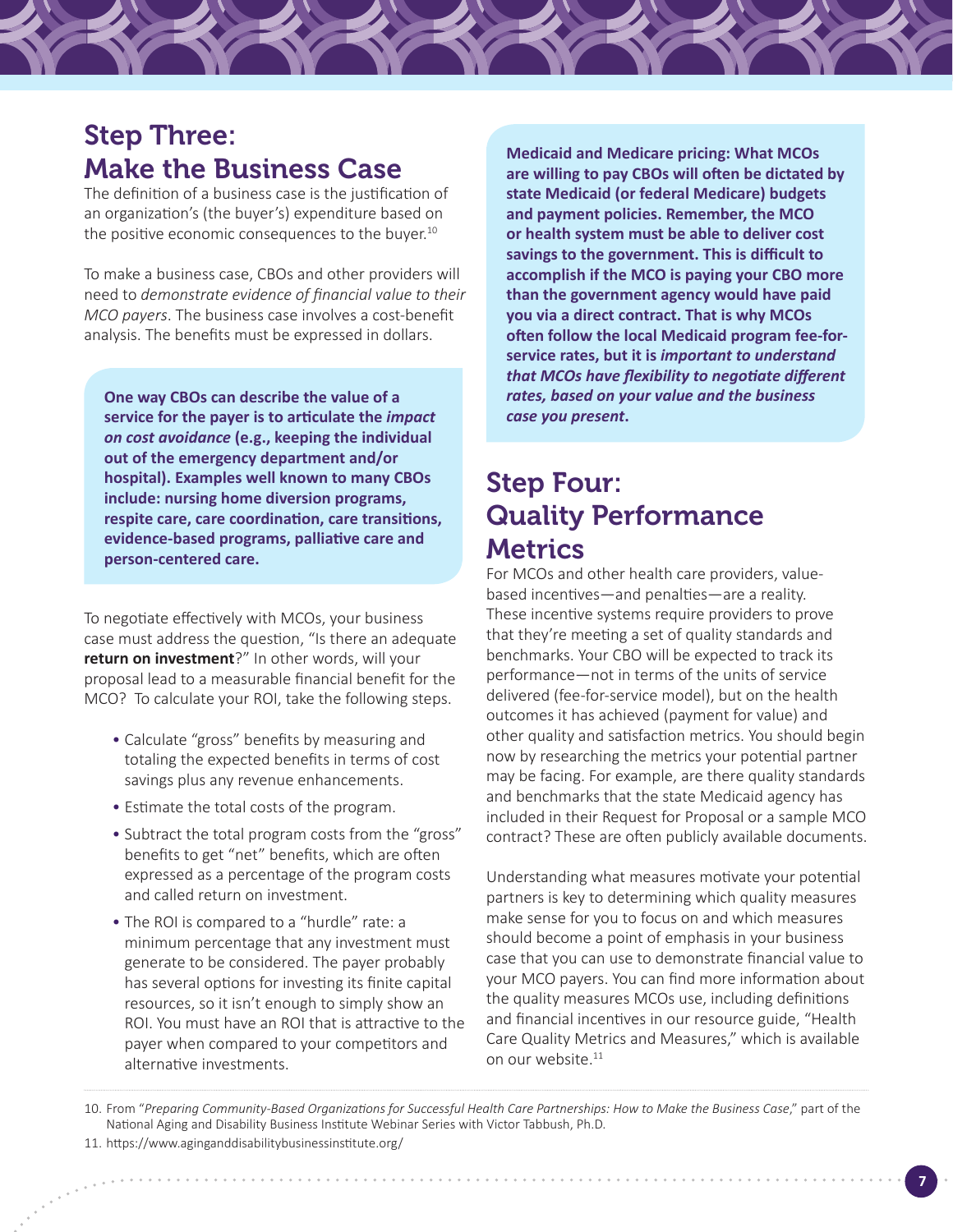## Step Three: Make the Business Case

The definition of a business case is the justification of an organization's (the buyer's) expenditure based on the positive economic consequences to the buyer.[10]

To make a business case, CBOs and other providers will need to *demonstrate evidence of financial value to their MCO payers*. The business case involves a cost-benefit analysis. The benefits must be expressed in dollars.

**One way CBOs can describe the value of a service for the payer is to articulate the *impact on cost avoidance* (e.g., keeping the individual out of the emergency department and/or hospital). Examples well known to many CBOs include: nursing home diversion programs, respite care, care coordination, care transitions, evidence-based programs, palliative care and person-centered care.**

To negotiate effectively with MCOs, your business case must address the question, "Is there an adequate **return on investment**?" In other words, will your proposal lead to a measurable financial benefit for the MCO? To calculate your ROI, take the following steps.

- Calculate "gross" benefits by measuring and totaling the expected benefits in terms of cost savings plus any revenue enhancements.
- Estimate the total costs of the program.
- Subtract the total program costs from the "gross" benefits to get "net" benefits, which are often expressed as a percentage of the program costs and called return on investment.
- The ROI is compared to a "hurdle" rate: a minimum percentage that any investment must generate to be considered. The payer probably has several options for investing its finite capital resources, so it isn't enough to simply show an ROI. You must have an ROI that is attractive to the payer when compared to your competitors and alternative investments.

**Medicaid and Medicare pricing: What MCOs are willing to pay CBOs will often be dictated by state Medicaid (or federal Medicare) budgets and payment policies. Remember, the MCO or health system must be able to deliver cost savings to the government. This is difficult to accomplish if the MCO is paying your CBO more than the government agency would have paid you via a direct contract. That is why MCOs often follow the local Medicaid program fee-for-service rates, but it is *important to understand that MCOs have flexibility to negotiate different rates, based on your value and the business case you present*.**

## Step Four: Quality Performance Metrics

For MCOs and other health care providers, value-based incentives—and penalties—are a reality. These incentive systems require providers to prove that they're meeting a set of quality standards and benchmarks. Your CBO will be expected to track its performance—not in terms of the units of service delivered (fee-for-service model), but on the health outcomes it has achieved (payment for value) and other quality and satisfaction metrics. You should begin now by researching the metrics your potential partner may be facing. For example, are there quality standards and benchmarks that the state Medicaid agency has included in their Request for Proposal or a sample MCO contract? These are often publicly available documents.

Understanding what measures motivate your potential partners is key to determining which quality measures make sense for you to focus on and which measures should become a point of emphasis in your business case that you can use to demonstrate financial value to your MCO payers. You can find more information about the quality measures MCOs use, including definitions and financial incentives in our resource guide, "Health Care Quality Metrics and Measures," which is available on our website.[11]

---

10. From "*Preparing Community-Based Organizations for Successful Health Care Partnerships: How to Make the Business Case*," part of the National Aging and Disability Business Institute Webinar Series with Victor Tabbush, Ph.D.
11. https://www.aginganddisabilitybusinessinstitute.org/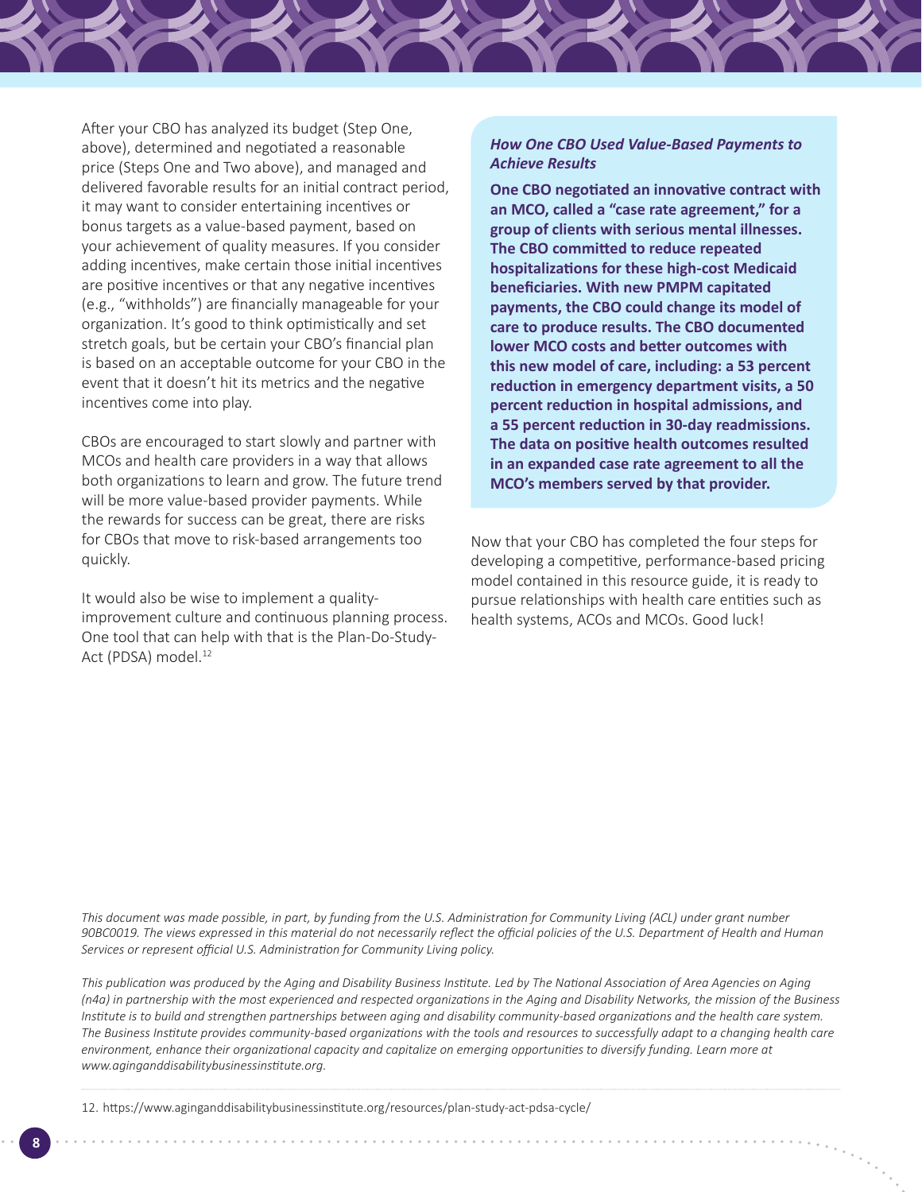After your CBO has analyzed its budget (Step One, above), determined and negotiated a reasonable price (Steps One and Two above), and managed and delivered favorable results for an initial contract period, it may want to consider entertaining incentives or bonus targets as a value-based payment, based on your achievement of quality measures. If you consider adding incentives, make certain those initial incentives are positive incentives or that any negative incentives (e.g., "withholds") are financially manageable for your organization. It's good to think optimistically and set stretch goals, but be certain your CBO's financial plan is based on an acceptable outcome for your CBO in the event that it doesn't hit its metrics and the negative incentives come into play.

CBOs are encouraged to start slowly and partner with MCOs and health care providers in a way that allows both organizations to learn and grow. The future trend will be more value-based provider payments. While the rewards for success can be great, there are risks for CBOs that move to risk-based arrangements too quickly.

It would also be wise to implement a quality-improvement culture and continuous planning process. One tool that can help with that is the Plan-Do-Study-Act (PDSA) model.[12]

***How One CBO Used Value-Based Payments to Achieve Results***

**One CBO negotiated an innovative contract with an MCO, called a "case rate agreement," for a group of clients with serious mental illnesses. The CBO committed to reduce repeated hospitalizations for these high-cost Medicaid beneficiaries. With new PMPM capitated payments, the CBO could change its model of care to produce results. The CBO documented lower MCO costs and better outcomes with this new model of care, including: a 53 percent reduction in emergency department visits, a 50 percent reduction in hospital admissions, and a 55 percent reduction in 30-day readmissions. The data on positive health outcomes resulted in an expanded case rate agreement to all the MCO's members served by that provider.**

Now that your CBO has completed the four steps for developing a competitive, performance-based pricing model contained in this resource guide, it is ready to pursue relationships with health care entities such as health systems, ACOs and MCOs. Good luck!

*This document was made possible, in part, by funding from the U.S. Administration for Community Living (ACL) under grant number 90BC0019. The views expressed in this material do not necessarily reflect the official policies of the U.S. Department of Health and Human Services or represent official U.S. Administration for Community Living policy.*

*This publication was produced by the Aging and Disability Business Institute. Led by The National Association of Area Agencies on Aging (n4a) in partnership with the most experienced and respected organizations in the Aging and Disability Networks, the mission of the Business Institute is to build and strengthen partnerships between aging and disability community-based organizations and the health care system. The Business Institute provides community-based organizations with the tools and resources to successfully adapt to a changing health care environment, enhance their organizational capacity and capitalize on emerging opportunities to diversify funding. Learn more at www.aginganddisabilitybusinessinstitute.org.*

12. https://www.aginganddisabilitybusinessinstitute.org/resources/plan-study-act-pdsa-cycle/